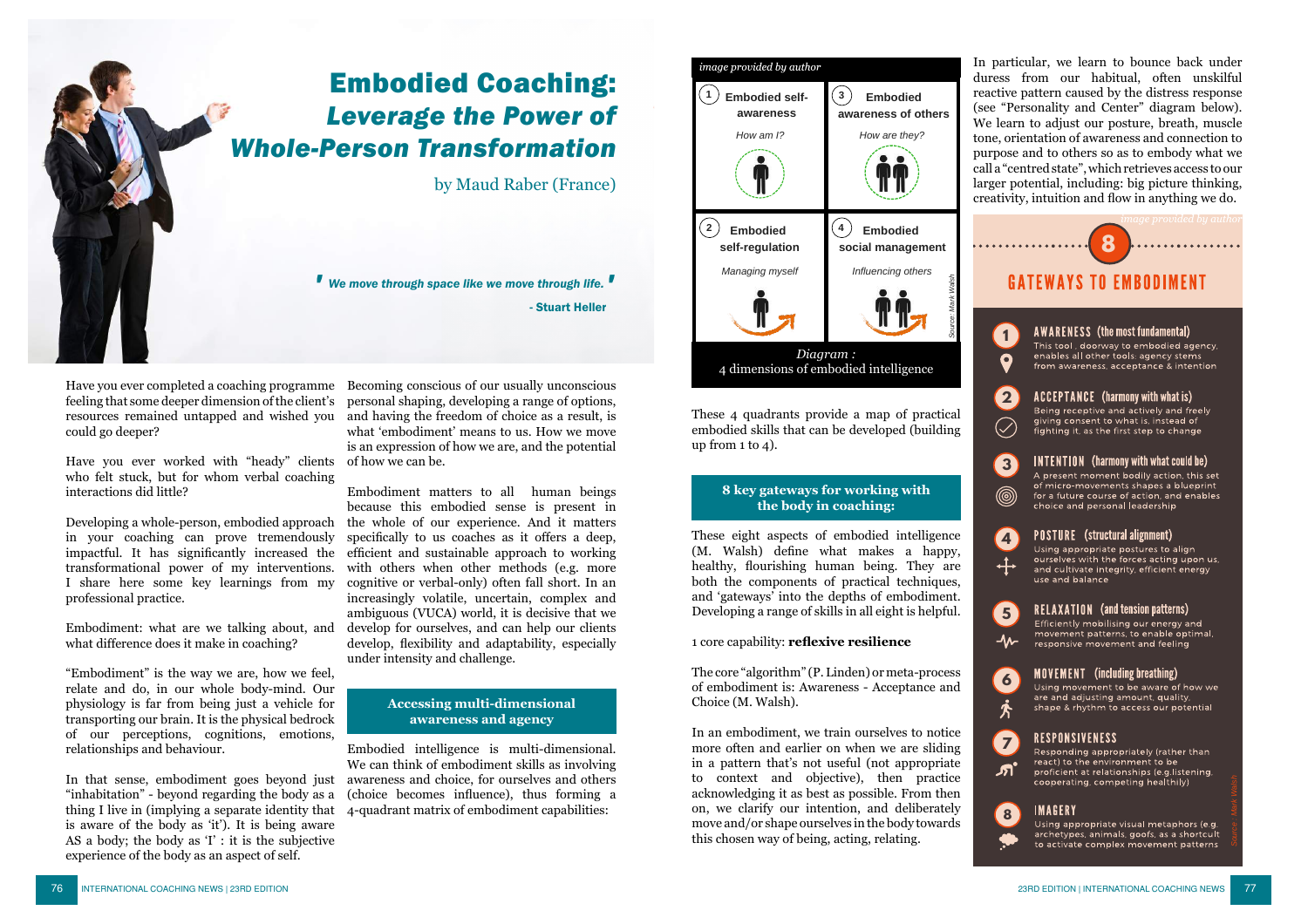# Embodied Coaching: *Leverage the Power of Whole-Person Transformation*

by Maud Raber (France)

> *We move through space like we move through life.*
> 
> - Stuart Heller

Have you ever completed a coaching programme feeling that some deeper dimension of the client's resources remained untapped and wished you could go deeper?

Have you ever worked with "heady" clients who felt stuck, but for whom verbal coaching interactions did little?

Developing a whole-person, embodied approach in your coaching can prove tremendously impactful. It has significantly increased the transformational power of my interventions. I share here some key learnings from my professional practice.

Embodiment: what are we talking about, and what difference does it make in coaching?

"Embodiment" is the way we are, how we feel, relate and do, in our whole body-mind. Our physiology is far from being just a vehicle for transporting our brain. It is the physical bedrock of our perceptions, cognitions, emotions, relationships and behaviour.

In that sense, embodiment goes beyond just "inhabitation" - beyond regarding the body as a thing I live in (implying a separate identity that is aware of the body as 'it'). It is being aware AS a body; the body as 'I' : it is the subjective experience of the body as an aspect of self.

Becoming conscious of our usually unconscious personal shaping, developing a range of options, and having the freedom of choice as a result, is what 'embodiment' means to us. How we move is an expression of how we are, and the potential of how we can be.

Embodiment matters to all human beings because this embodied sense is present in the whole of our experience. And it matters specifically to us coaches as it offers a deep, efficient and sustainable approach to working with others when other methods (e.g. more cognitive or verbal-only) often fall short. In an increasingly volatile, uncertain, complex and ambiguous (VUCA) world, it is decisive that we develop for ourselves, and can help our clients develop, flexibility and adaptability, especially under intensity and challenge.

## Accessing multi-dimensional awareness and agency

Embodied intelligence is multi-dimensional. We can think of embodiment skills as involving awareness and choice, for ourselves and others (choice becomes influence), thus forming a 4-quadrant matrix of embodiment capabilities:

*image provided by author*

| | |
|---|---|
| 1 Embodied self-awareness — *How am I?* | 3 Embodied awareness of others — *How are they?* |
| 2 Embodied self-regulation — *Managing myself* | 4 Embodied social management — *Influencing others* |

Source: Mark Walsh

*Diagram :* 4 dimensions of embodied intelligence

These 4 quadrants provide a map of practical embodied skills that can be developed (building up from 1 to 4).

## 8 key gateways for working with the body in coaching:

These eight aspects of embodied intelligence (M. Walsh) define what makes a happy, healthy, flourishing human being. They are both the components of practical techniques, and 'gateways' into the depths of embodiment. Developing a range of skills in all eight is helpful.

1 core capability: **reflexive resilience**

The core "algorithm" (P. Linden) or meta-process of embodiment is: Awareness - Acceptance and Choice (M. Walsh).

In an embodiment, we train ourselves to notice more often and earlier on when we are sliding in a pattern that's not useful (not appropriate to context and objective), then practice acknowledging it as best as possible. From then on, we clarify our intention, and deliberately move and/or shape ourselves in the body towards this chosen way of being, acting, relating.

In particular, we learn to bounce back under duress from our habitual, often unskilful reactive pattern caused by the distress response (see "Personality and Center" diagram below). We learn to adjust our posture, breath, muscle tone, orientation of awareness and connection to purpose and to others so as to embody what we call a "centred state", which retrieves access to our larger potential, including: big picture thinking, creativity, intuition and flow in anything we do.

*image provided by author*

### 8 GATEWAYS TO EMBODIMENT

1. **AWARENESS (the most fundamental)** — This tool, doorway to embodied agency, enables all other tools: agency stems from awareness, acceptance & intention
2. **ACCEPTANCE (harmony with what is)** — Being receptive and actively and freely giving consent to what is, instead of fighting it, as the first step to change
3. **INTENTION (harmony with what could be)** — A present moment bodily action, this set of micro-movements shapes a blueprint for a future course of action, and enables choice and personal leadership
4. **POSTURE (structural alignment)** — Using appropriate postures to align ourselves with the forces acting upon us, and cultivate integrity, efficient energy use and balance
5. **RELAXATION (and tension patterns)** — Efficiently mobilising our energy and movement patterns, to enable optimal, responsive movement and feeling
6. **MOVEMENT (including breathing)** — Using movement to be aware of how we are and adjusting amount, quality, shape & rhythm to access our potential
7. **RESPONSIVENESS** — Responding appropriately (rather than react) to the environment to be proficient at relationships (e.g. listening, cooperating, competing healthily)
8. **IMAGERY** — Using appropriate visual metaphors (e.g. archetypes, animals, goofs, as a shortcut to activate complex movement patterns

Source: Mark Walsh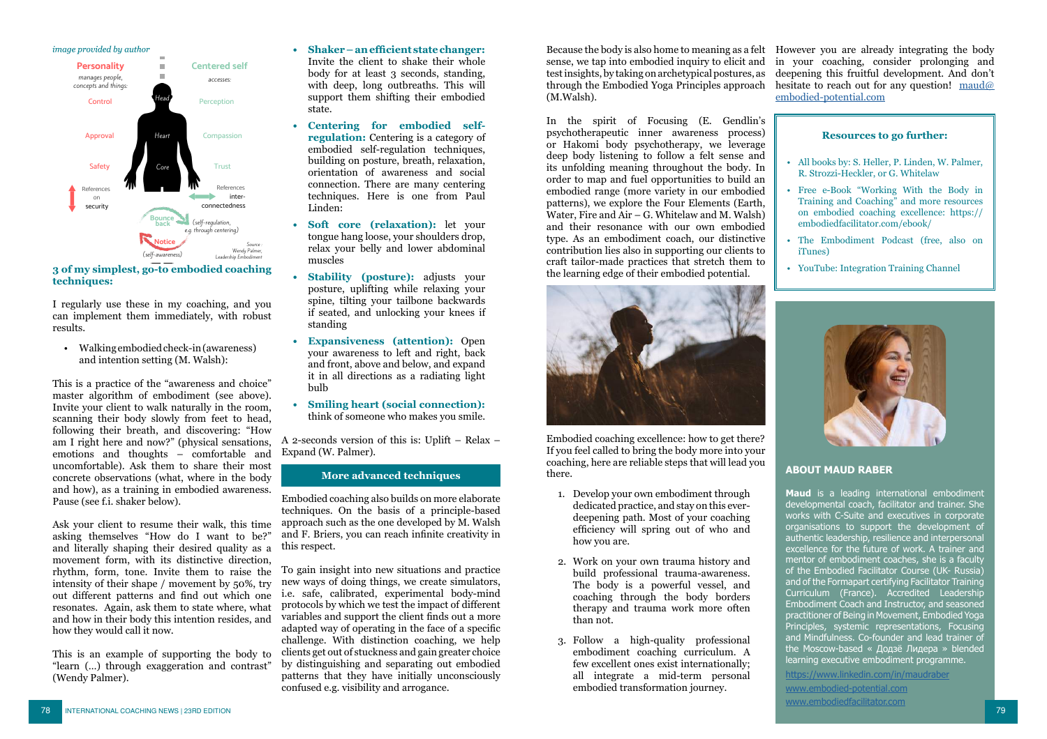*image provided by author*

Personality
manages people, concepts and things:
Control
Approval
Safety
References on security
Head
Heart
Core
Centered self
accesses:
Perception
Compassion
Trust
References inter-connectedness
Bounce back
(self-regulation, e.g. through centering)
Notice
(self-awareness)
Source: Wendy Palmer, Leadership Embodiment

### 3 of my simplest, go-to embodied coaching techniques:

I regularly use these in my coaching, and you can implement them immediately, with robust results.

- Walking embodied check-in (awareness) and intention setting (M. Walsh):

This is a practice of the "awareness and choice" master algorithm of embodiment (see above). Invite your client to walk naturally in the room, scanning their body slowly from feet to head, following their breath, and discovering: "How am I right here and now?" (physical sensations, emotions and thoughts – comfortable and uncomfortable). Ask them to share their most concrete observations (what, where in the body and how), as a training in embodied awareness. Pause (see f.i. shaker below).

Ask your client to resume their walk, this time asking themselves "How do I want to be?" and literally shaping their desired quality as a movement form, with its distinctive direction, rhythm, form, tone. Invite them to raise the intensity of their shape / movement by 50%, try out different patterns and find out which one resonates. Again, ask them to state where, and how in their body this intention resides, and how they would call it now.

This is an example of supporting the body to "learn (...) through exaggeration and contrast" (Wendy Palmer).

- **Shaker – an efficient state changer:** Invite the client to shake their whole body for at least 3 seconds, standing, with deep, long outbreaths. This will support them shifting their embodied state.
- **Centering for embodied self-regulation:** Centering is a category of embodied self-regulation techniques, building on posture, breath, relaxation, orientation of awareness and social connection. There are many centering techniques. Here is one from Paul Linden:
- **Soft core (relaxation):** let your tongue hang loose, your shoulders drop, relax your belly and lower abdominal muscles
- **Stability (posture):** adjusts your posture, uplifting while relaxing your spine, tilting your tailbone backwards if seated, and unlocking your knees if standing
- **Expansiveness (attention):** Open your awareness to left and right, back and front, above and below, and expand it in all directions as a radiating light bulb
- **Smiling heart (social connection):** think of someone who makes you smile.

A 2-seconds version of this is: Uplift – Relax – Expand (W. Palmer).

### More advanced techniques

Embodied coaching also builds on more elaborate techniques. On the basis of a principle-based approach such as the one developed by M. Walsh and F. Briers, you can reach infinite creativity in this respect.

To gain insight into new situations and practice new ways of doing things, we create simulators, i.e. safe, calibrated, experimental body-mind protocols by which we test the impact of different variables and support the client finds out a more adapted way of operating in the face of a specific challenge. With distinction coaching, we help clients get out of stuckness and gain greater choice by distinguishing and separating out embodied patterns that they have initially unconsciously confused e.g. visibility and arrogance.

Because the body is also home to meaning as a felt sense, we tap into embodied inquiry to elicit and test insights, by taking on archetypical postures, as through the Embodied Yoga Principles approach (M.Walsh).

In the spirit of Focusing (E. Gendlin's psychotherapeutic inner awareness process) or Hakomi body psychotherapy, we leverage deep body listening to follow a felt sense and its unfolding meaning throughout the body. In order to map and fuel opportunities to build an embodied range (more variety in our embodied patterns), we explore the Four Elements (Earth, Water, Fire and Air – G. Whitelaw and M. Walsh) and their resonance with our own embodied type. As an embodiment coach, our distinctive contribution lies also in supporting our clients to craft tailor-made practices that stretch them to the learning edge of their embodied potential.

Embodied coaching excellence: how to get there? If you feel called to bring the body more into your coaching, here are reliable steps that will lead you there.

1. Develop your own embodiment through dedicated practice, and stay on this ever-deepening path. Most of your coaching efficiency will spring out of who and how you are.
2. Work on your own trauma history and build professional trauma-awareness. The body is a powerful vessel, and coaching through the body borders therapy and trauma work more often than not.
3. Follow a high-quality professional embodiment coaching curriculum. A few excellent ones exist internationally; all integrate a mid-term personal embodied transformation journey.

However you are already integrating the body in your coaching, consider prolonging and deepening this fruitful development. And don't hesitate to reach out for any question! maud@embodied-potential.com

### Resources to go further:

- All books by: S. Heller, P. Linden, W. Palmer, R. Strozzi-Heckler, or G. Whitelaw
- Free e-Book "Working With the Body in Training and Coaching" and more resources on embodied coaching excellence: https://embodiedfacilitator.com/ebook/
- The Embodiment Podcast (free, also on iTunes)
- YouTube: Integration Training Channel

### ABOUT MAUD RABER

**Maud** is a leading international embodiment developmental coach, facilitator and trainer. She works with C-Suite and executives in corporate organisations to support the development of authentic leadership, resilience and interpersonal excellence for the future of work. A trainer and mentor of embodiment coaches, she is a faculty of the Embodied Facilitator Course (UK- Russia) and of the Formapart certifying Facilitator Training Curriculum (France). Accredited Leadership Embodiment Coach and Instructor, and seasoned practitioner of Being in Movement, Embodied Yoga Principles, systemic representations, Focusing and Mindfulness. Co-founder and lead trainer of the Moscow-based « Додзё Лидера » blended learning executive embodiment programme.

https://www.linkedin.com/in/maudraber
www.embodied-potential.com
www.embodiedfacilitator.com